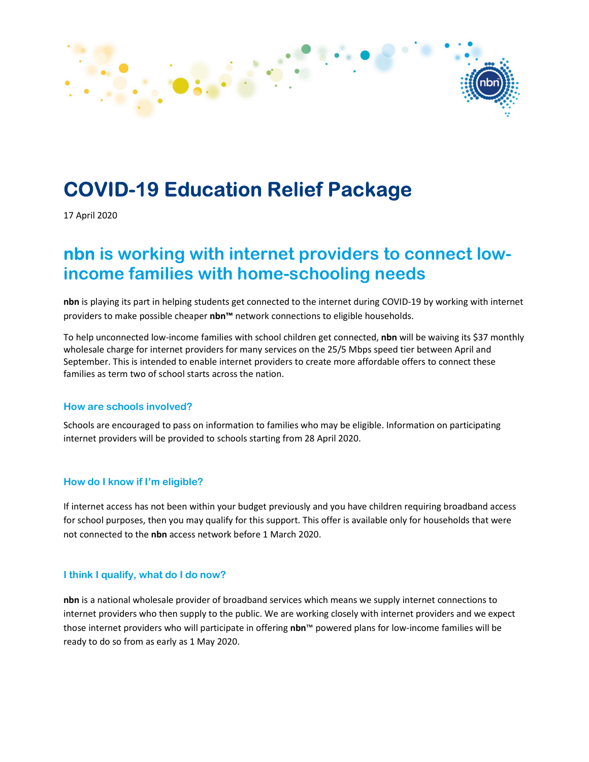# COVID-19 Education Relief Package

17 April 2020

## nbn is working with internet providers to connect low-income families with home-schooling needs

**nbn** is playing its part in helping students get connected to the internet during COVID-19 by working with internet providers to make possible cheaper **nbn™** network connections to eligible households.

To help unconnected low-income families with school children get connected, **nbn** will be waiving its $37 monthly wholesale charge for internet providers for many services on the 25/5 Mbps speed tier between April and September. This is intended to enable internet providers to create more affordable offers to connect these families as term two of school starts across the nation.

### How are schools involved?

Schools are encouraged to pass on information to families who may be eligible. Information on participating internet providers will be provided to schools starting from 28 April 2020.

### How do I know if I'm eligible?

If internet access has not been within your budget previously and you have children requiring broadband access for school purposes, then you may qualify for this support. This offer is available only for households that were not connected to the **nbn** access network before 1 March 2020.

### I think I qualify, what do I do now?

**nbn** is a national wholesale provider of broadband services which means we supply internet connections to internet providers who then supply to the public. We are working closely with internet providers and we expect those internet providers who will participate in offering **nbn**™ powered plans for low-income families will be ready to do so from as early as 1 May 2020.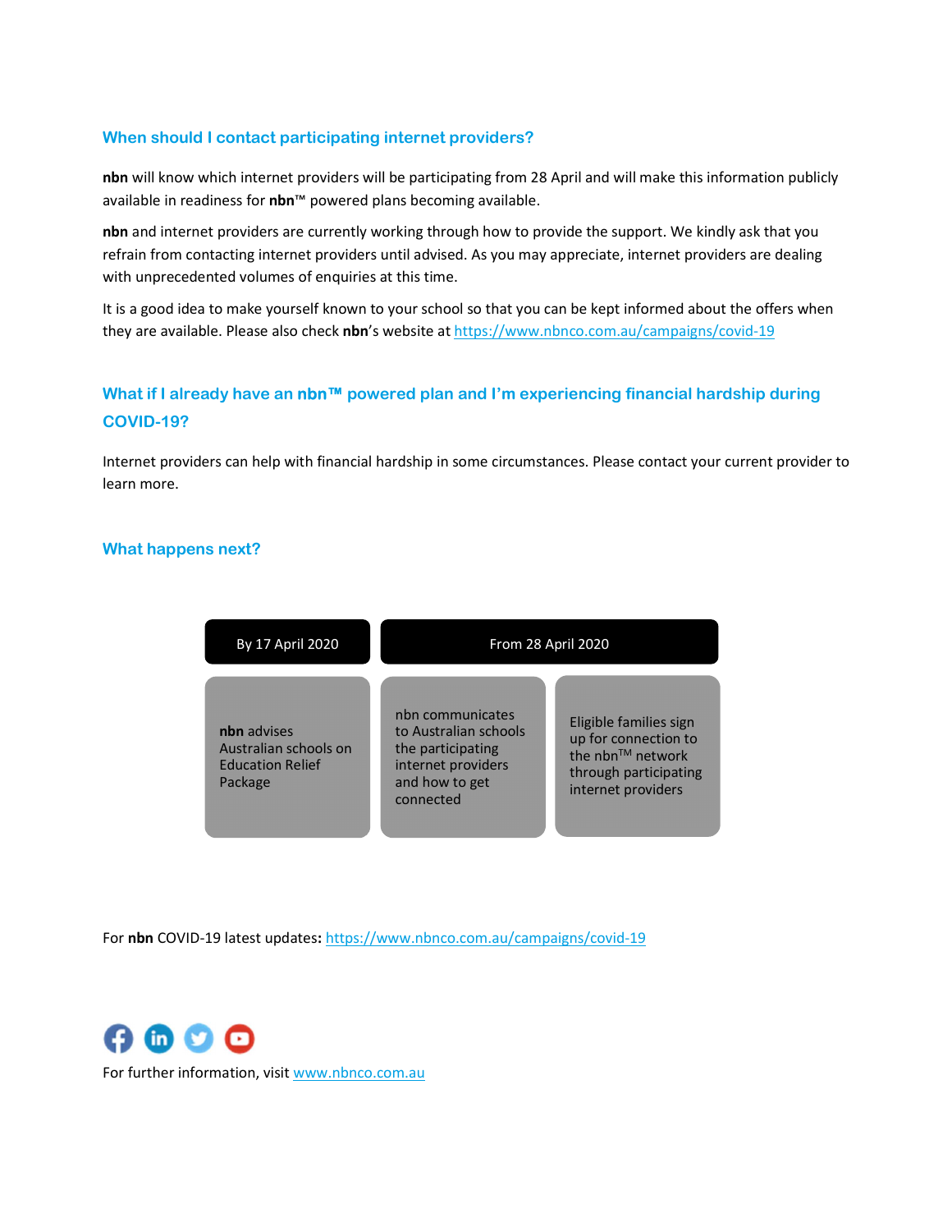## When should I contact participating internet providers?

**nbn** will know which internet providers will be participating from 28 April and will make this information publicly available in readiness for **nbn**™ powered plans becoming available.

**nbn** and internet providers are currently working through how to provide the support. We kindly ask that you refrain from contacting internet providers until advised. As you may appreciate, internet providers are dealing with unprecedented volumes of enquiries at this time.

It is a good idea to make yourself known to your school so that you can be kept informed about the offers when they are available. Please also check **nbn**'s website at https://www.nbnco.com.au/campaigns/covid-19

## What if I already have an nbn™ powered plan and I'm experiencing financial hardship during COVID-19?

Internet providers can help with financial hardship in some circumstances. Please contact your current provider to learn more.

## What happens next?

| By 17 April 2020 | From 28 April 2020 | |
|---|---|---|
| **nbn** advises Australian schools on Education Relief Package | nbn communicates to Australian schools the participating internet providers and how to get connected | Eligible families sign up for connection to the nbn™ network through participating internet providers |

For **nbn** COVID-19 latest updates**:** https://www.nbnco.com.au/campaigns/covid-19

For further information, visit www.nbnco.com.au